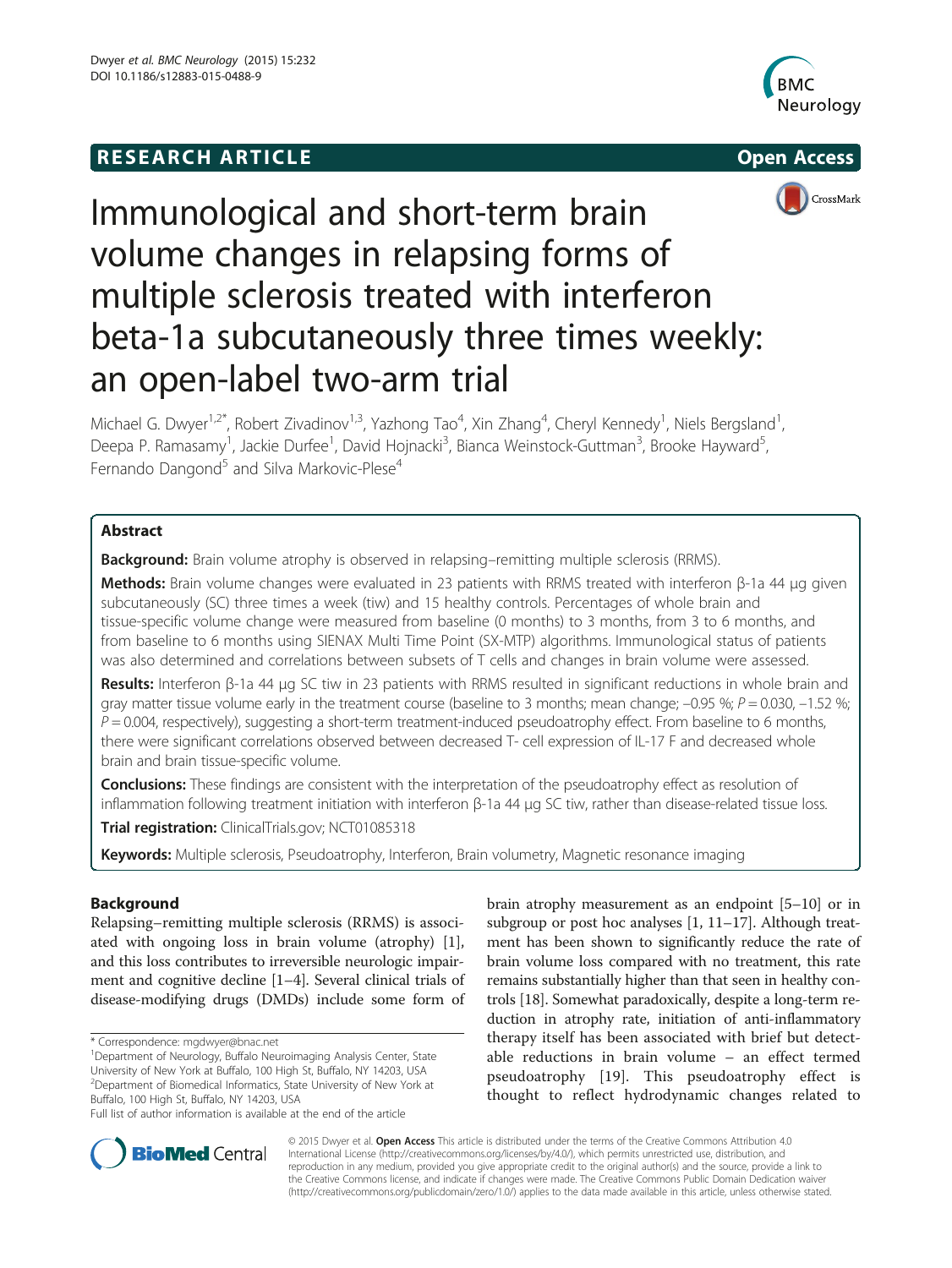RESEARCH ARTICLE

Open Access

# Immunological and short-term brain volume changes in relapsing forms of multiple sclerosis treated with interferon beta-1a subcutaneously three times weekly: an open-label two-arm trial

Michael G. Dwyer[1,2*], Robert Zivadinov[1,3], Yazhong Tao[4], Xin Zhang[4], Cheryl Kennedy[1], Niels Bergsland[1], Deepa P. Ramasamy[1], Jackie Durfee[1], David Hojnacki[3], Bianca Weinstock-Guttman[3], Brooke Hayward[5], Fernando Dangond[5] and Silva Markovic-Plese[4]

## Abstract

**Background:** Brain volume atrophy is observed in relapsing–remitting multiple sclerosis (RRMS).

**Methods:** Brain volume changes were evaluated in 23 patients with RRMS treated with interferon β-1a 44 μg given subcutaneously (SC) three times a week (tiw) and 15 healthy controls. Percentages of whole brain and tissue-specific volume change were measured from baseline (0 months) to 3 months, from 3 to 6 months, and from baseline to 6 months using SIENAX Multi Time Point (SX-MTP) algorithms. Immunological status of patients was also determined and correlations between subsets of T cells and changes in brain volume were assessed.

**Results:** Interferon β-1a 44 μg SC tiw in 23 patients with RRMS resulted in significant reductions in whole brain and gray matter tissue volume early in the treatment course (baseline to 3 months; mean change; −0.95 %; $P = 0.030$, −1.52 %; $P = 0.004$, respectively), suggesting a short-term treatment-induced pseudoatrophy effect. From baseline to 6 months, there were significant correlations observed between decreased T- cell expression of IL-17 F and decreased whole brain and brain tissue-specific volume.

**Conclusions:** These findings are consistent with the interpretation of the pseudoatrophy effect as resolution of inflammation following treatment initiation with interferon β-1a 44 μg SC tiw, rather than disease-related tissue loss.

**Trial registration:** ClinicalTrials.gov; NCT01085318

**Keywords:** Multiple sclerosis, Pseudoatrophy, Interferon, Brain volumetry, Magnetic resonance imaging

## Background

Relapsing–remitting multiple sclerosis (RRMS) is associated with ongoing loss in brain volume (atrophy) [1], and this loss contributes to irreversible neurologic impairment and cognitive decline [1–4]. Several clinical trials of disease-modifying drugs (DMDs) include some form of brain atrophy measurement as an endpoint [5–10] or in subgroup or post hoc analyses [1, 11–17]. Although treatment has been shown to significantly reduce the rate of brain volume loss compared with no treatment, this rate remains substantially higher than that seen in healthy controls [18]. Somewhat paradoxically, despite a long-term reduction in atrophy rate, initiation of anti-inflammatory therapy itself has been associated with brief but detectable reductions in brain volume – an effect termed pseudoatrophy [19]. This pseudoatrophy effect is thought to reflect hydrodynamic changes related to

\* Correspondence: mgdwyer@bnac.net
[1]Department of Neurology, Buffalo Neuroimaging Analysis Center, State University of New York at Buffalo, 100 High St, Buffalo, NY 14203, USA
[2]Department of Biomedical Informatics, State University of New York at Buffalo, 100 High St, Buffalo, NY 14203, USA
Full list of author information is available at the end of the article

© 2015 Dwyer et al. **Open Access** This article is distributed under the terms of the Creative Commons Attribution 4.0 International License (http://creativecommons.org/licenses/by/4.0/), which permits unrestricted use, distribution, and reproduction in any medium, provided you give appropriate credit to the original author(s) and the source, provide a link to the Creative Commons license, and indicate if changes were made. The Creative Commons Public Domain Dedication waiver (http://creativecommons.org/publicdomain/zero/1.0/) applies to the data made available in this article, unless otherwise stated.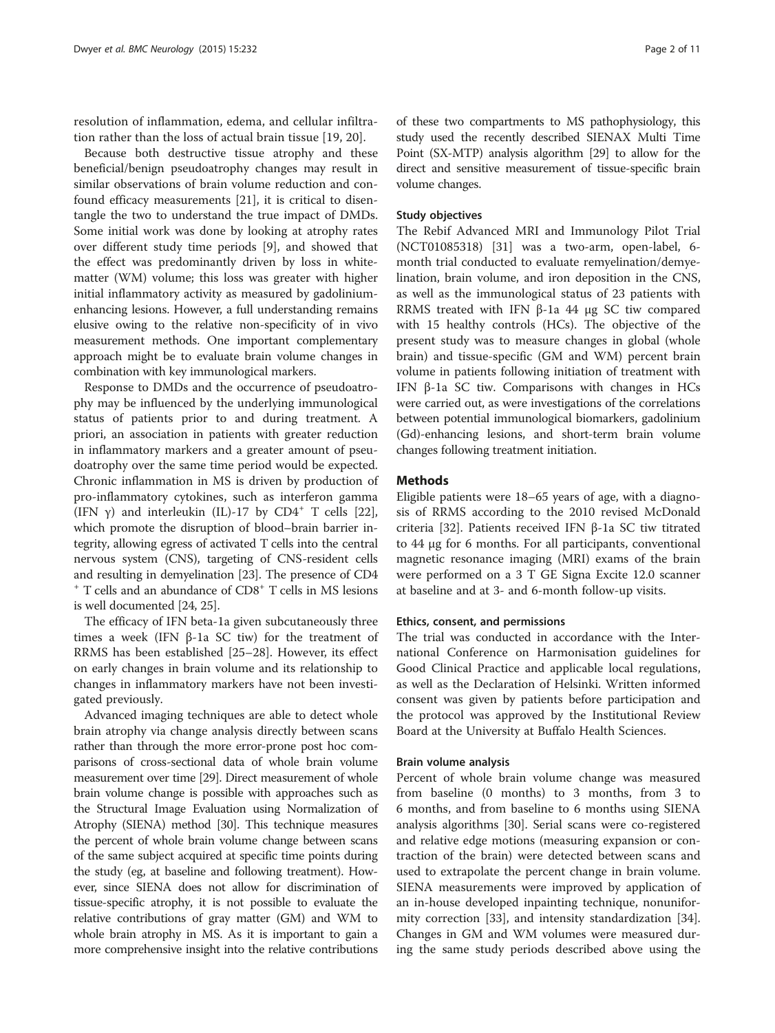resolution of inflammation, edema, and cellular infiltration rather than the loss of actual brain tissue [19, 20].

Because both destructive tissue atrophy and these beneficial/benign pseudoatrophy changes may result in similar observations of brain volume reduction and confound efficacy measurements [21], it is critical to disentangle the two to understand the true impact of DMDs. Some initial work was done by looking at atrophy rates over different study time periods [9], and showed that the effect was predominantly driven by loss in white-matter (WM) volume; this loss was greater with higher initial inflammatory activity as measured by gadolinium-enhancing lesions. However, a full understanding remains elusive owing to the relative non-specificity of in vivo measurement methods. One important complementary approach might be to evaluate brain volume changes in combination with key immunological markers.

Response to DMDs and the occurrence of pseudoatrophy may be influenced by the underlying immunological status of patients prior to and during treatment. A priori, an association in patients with greater reduction in inflammatory markers and a greater amount of pseudoatrophy over the same time period would be expected. Chronic inflammation in MS is driven by production of pro-inflammatory cytokines, such as interferon gamma (IFN γ) and interleukin (IL)-17 by $CD4^+$ T cells [22], which promote the disruption of blood–brain barrier integrity, allowing egress of activated T cells into the central nervous system (CNS), targeting of CNS-resident cells and resulting in demyelination [23]. The presence of $CD4^+$ T cells and an abundance of $CD8^+$ T cells in MS lesions is well documented [24, 25].

The efficacy of IFN beta-1a given subcutaneously three times a week (IFN β-1a SC tiw) for the treatment of RRMS has been established [25–28]. However, its effect on early changes in brain volume and its relationship to changes in inflammatory markers have not been investigated previously.

Advanced imaging techniques are able to detect whole brain atrophy via change analysis directly between scans rather than through the more error-prone post hoc comparisons of cross-sectional data of whole brain volume measurement over time [29]. Direct measurement of whole brain volume change is possible with approaches such as the Structural Image Evaluation using Normalization of Atrophy (SIENA) method [30]. This technique measures the percent of whole brain volume change between scans of the same subject acquired at specific time points during the study (eg, at baseline and following treatment). However, since SIENA does not allow for discrimination of tissue-specific atrophy, it is not possible to evaluate the relative contributions of gray matter (GM) and WM to whole brain atrophy in MS. As it is important to gain a more comprehensive insight into the relative contributions of these two compartments to MS pathophysiology, this study used the recently described SIENAX Multi Time Point (SX-MTP) analysis algorithm [29] to allow for the direct and sensitive measurement of tissue-specific brain volume changes.

### Study objectives

The Rebif Advanced MRI and Immunology Pilot Trial (NCT01085318) [31] was a two-arm, open-label, 6-month trial conducted to evaluate remyelination/demyelination, brain volume, and iron deposition in the CNS, as well as the immunological status of 23 patients with RRMS treated with IFN β-1a 44 μg SC tiw compared with 15 healthy controls (HCs). The objective of the present study was to measure changes in global (whole brain) and tissue-specific (GM and WM) percent brain volume in patients following initiation of treatment with IFN β-1a SC tiw. Comparisons with changes in HCs were carried out, as were investigations of the correlations between potential immunological biomarkers, gadolinium (Gd)-enhancing lesions, and short-term brain volume changes following treatment initiation.

## Methods

Eligible patients were 18–65 years of age, with a diagnosis of RRMS according to the 2010 revised McDonald criteria [32]. Patients received IFN β-1a SC tiw titrated to 44 μg for 6 months. For all participants, conventional magnetic resonance imaging (MRI) exams of the brain were performed on a 3 T GE Signa Excite 12.0 scanner at baseline and at 3- and 6-month follow-up visits.

### Ethics, consent, and permissions

The trial was conducted in accordance with the International Conference on Harmonisation guidelines for Good Clinical Practice and applicable local regulations, as well as the Declaration of Helsinki. Written informed consent was given by patients before participation and the protocol was approved by the Institutional Review Board at the University at Buffalo Health Sciences.

### Brain volume analysis

Percent of whole brain volume change was measured from baseline (0 months) to 3 months, from 3 to 6 months, and from baseline to 6 months using SIENA analysis algorithms [30]. Serial scans were co-registered and relative edge motions (measuring expansion or contraction of the brain) were detected between scans and used to extrapolate the percent change in brain volume. SIENA measurements were improved by application of an in-house developed inpainting technique, nonuniformity correction [33], and intensity standardization [34]. Changes in GM and WM volumes were measured during the same study periods described above using the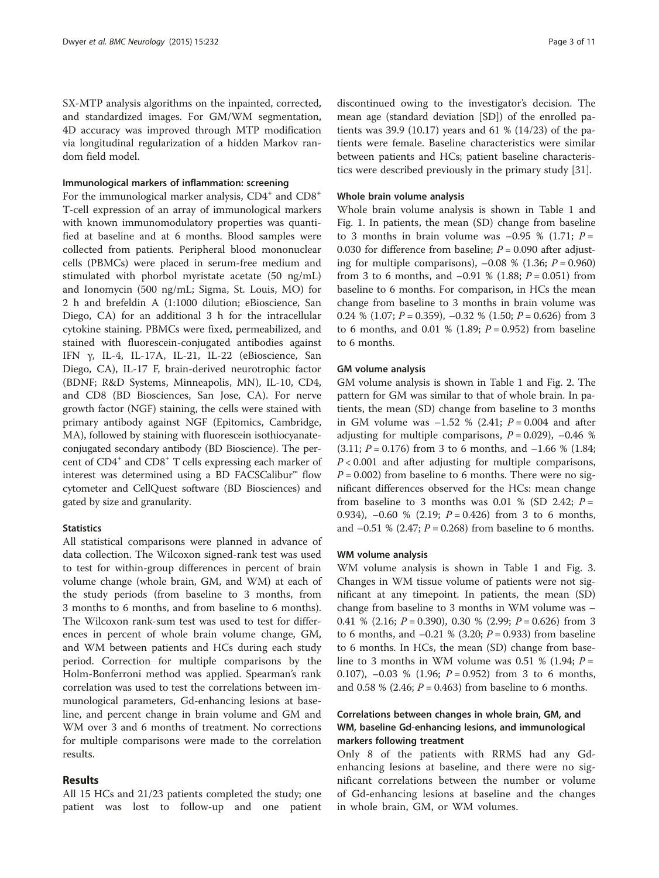SX-MTP analysis algorithms on the inpainted, corrected, and standardized images. For GM/WM segmentation, 4D accuracy was improved through MTP modification via longitudinal regularization of a hidden Markov random field model.

#### Immunological markers of inflammation: screening

For the immunological marker analysis, $CD4^+$ and $CD8^+$ T-cell expression of an array of immunological markers with known immunomodulatory properties was quantified at baseline and at 6 months. Blood samples were collected from patients. Peripheral blood mononuclear cells (PBMCs) were placed in serum-free medium and stimulated with phorbol myristate acetate (50 ng/mL) and Ionomycin (500 ng/mL; Sigma, St. Louis, MO) for 2 h and brefeldin A (1:1000 dilution; eBioscience, San Diego, CA) for an additional 3 h for the intracellular cytokine staining. PBMCs were fixed, permeabilized, and stained with fluorescein-conjugated antibodies against IFN γ, IL-4, IL-17A, IL-21, IL-22 (eBioscience, San Diego, CA), IL-17 F, brain-derived neurotrophic factor (BDNF; R&D Systems, Minneapolis, MN), IL-10, CD4, and CD8 (BD Biosciences, San Jose, CA). For nerve growth factor (NGF) staining, the cells were stained with primary antibody against NGF (Epitomics, Cambridge, MA), followed by staining with fluorescein isothiocyanate-conjugated secondary antibody (BD Bioscience). The percent of $CD4^+$ and $CD8^+$ T cells expressing each marker of interest was determined using a BD FACSCalibur™ flow cytometer and CellQuest software (BD Biosciences) and gated by size and granularity.

#### Statistics

All statistical comparisons were planned in advance of data collection. The Wilcoxon signed-rank test was used to test for within-group differences in percent of brain volume change (whole brain, GM, and WM) at each of the study periods (from baseline to 3 months, from 3 months to 6 months, and from baseline to 6 months). The Wilcoxon rank-sum test was used to test for differences in percent of whole brain volume change, GM, and WM between patients and HCs during each study period. Correction for multiple comparisons by the Holm-Bonferroni method was applied. Spearman's rank correlation was used to test the correlations between immunological parameters, Gd-enhancing lesions at baseline, and percent change in brain volume and GM and WM over 3 and 6 months of treatment. No corrections for multiple comparisons were made to the correlation results.

## Results

All 15 HCs and 21/23 patients completed the study; one patient was lost to follow-up and one patient discontinued owing to the investigator's decision. The mean age (standard deviation [SD]) of the enrolled patients was 39.9 (10.17) years and 61 % (14/23) of the patients were female. Baseline characteristics were similar between patients and HCs; patient baseline characteristics were described previously in the primary study [31].

#### Whole brain volume analysis

Whole brain volume analysis is shown in Table 1 and Fig. 1. In patients, the mean (SD) change from baseline to 3 months in brain volume was −0.95 % (1.71; $P = 0.030$ for difference from baseline; $P = 0.090$ after adjusting for multiple comparisons), −0.08 % (1.36; $P = 0.960$) from 3 to 6 months, and −0.91 % (1.88; $P = 0.051$) from baseline to 6 months. For comparison, in HCs the mean change from baseline to 3 months in brain volume was 0.24 % (1.07; $P = 0.359$), −0.32 % (1.50; $P = 0.626$) from 3 to 6 months, and 0.01 % (1.89; $P = 0.952$) from baseline to 6 months.

#### GM volume analysis

GM volume analysis is shown in Table 1 and Fig. 2. The pattern for GM was similar to that of whole brain. In patients, the mean (SD) change from baseline to 3 months in GM volume was −1.52 % (2.41; $P = 0.004$ and after adjusting for multiple comparisons, $P = 0.029$), −0.46 % (3.11; $P = 0.176$) from 3 to 6 months, and −1.66 % (1.84; $P < 0.001$ and after adjusting for multiple comparisons, $P = 0.002$) from baseline to 6 months. There were no significant differences observed for the HCs: mean change from baseline to 3 months was 0.01 % (SD 2.42; $P = 0.934$), −0.60 % (2.19; $P = 0.426$) from 3 to 6 months, and −0.51 % (2.47; $P = 0.268$) from baseline to 6 months.

#### WM volume analysis

WM volume analysis is shown in Table 1 and Fig. 3. Changes in WM tissue volume of patients were not significant at any timepoint. In patients, the mean (SD) change from baseline to 3 months in WM volume was −0.41 % (2.16; $P = 0.390$), 0.30 % (2.99; $P = 0.626$) from 3 to 6 months, and −0.21 % (3.20; $P = 0.933$) from baseline to 6 months. In HCs, the mean (SD) change from baseline to 3 months in WM volume was 0.51 % (1.94; $P = 0.107$), −0.03 % (1.96; $P = 0.952$) from 3 to 6 months, and 0.58 % (2.46; $P = 0.463$) from baseline to 6 months.

### Correlations between changes in whole brain, GM, and WM, baseline Gd-enhancing lesions, and immunological markers following treatment

Only 8 of the patients with RRMS had any Gd-enhancing lesions at baseline, and there were no significant correlations between the number or volume of Gd-enhancing lesions at baseline and the changes in whole brain, GM, or WM volumes.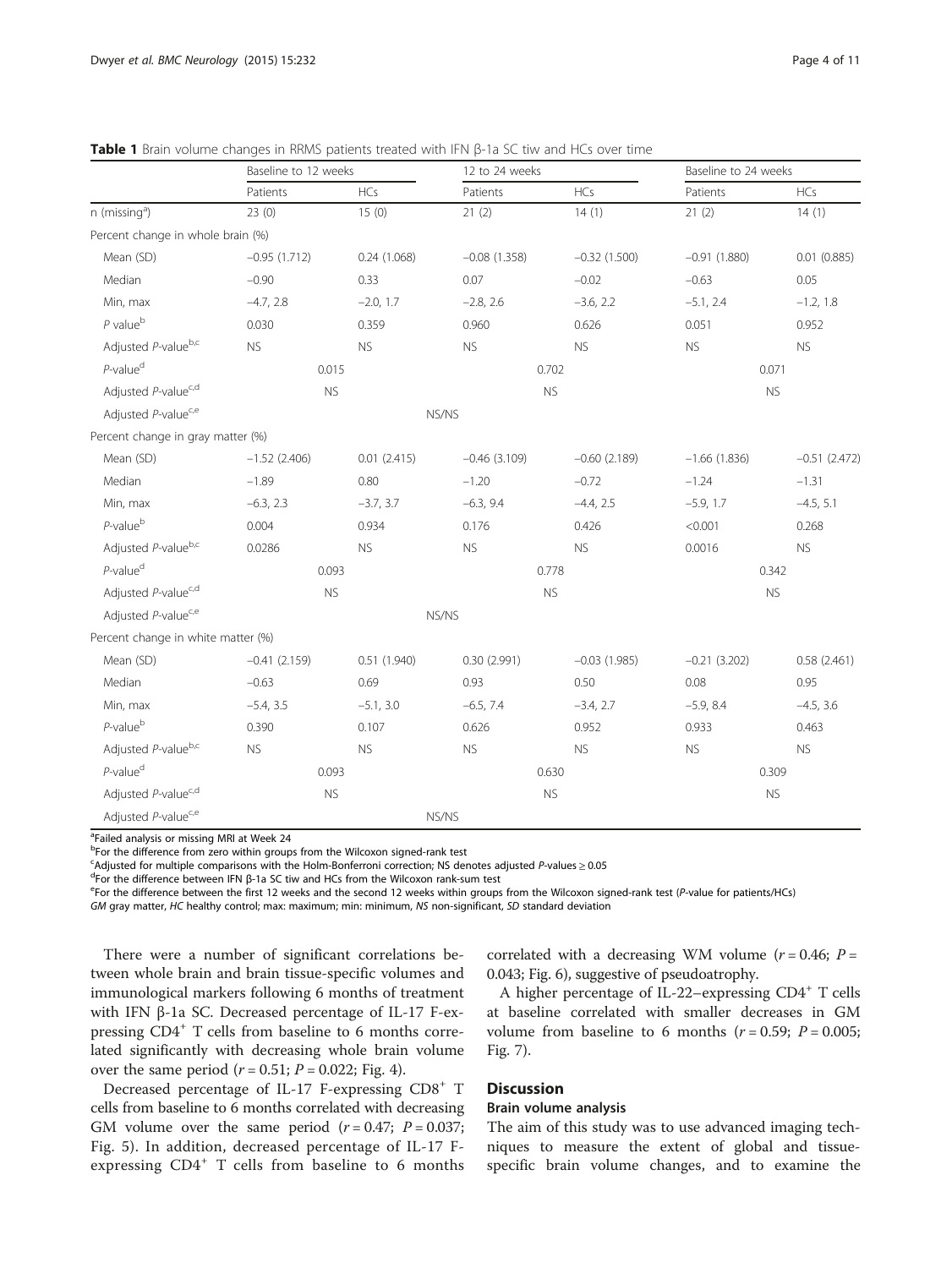**Table 1** Brain volume changes in RRMS patients treated with IFN β-1a SC tiw and HCs over time

| | Baseline to 12 weeks | | 12 to 24 weeks | | Baseline to 24 weeks | |
|---|---|---|---|---|---|---|
| | Patients | HCs | Patients | HCs | Patients | HCs |
| n (missing[a]) | 23 (0) | 15 (0) | 21 (2) | 14 (1) | 21 (2) | 14 (1) |
| Percent change in whole brain (%) | | | | | | |
| Mean (SD) | −0.95 (1.712) | 0.24 (1.068) | −0.08 (1.358) | −0.32 (1.500) | −0.91 (1.880) | 0.01 (0.885) |
| Median | −0.90 | 0.33 | 0.07 | −0.02 | −0.63 | 0.05 |
| Min, max | −4.7, 2.8 | −2.0, 1.7 | −2.8, 2.6 | −3.6, 2.2 | −5.1, 2.4 | −1.2, 1.8 |
| *P* value[b] | 0.030 | 0.359 | 0.960 | 0.626 | 0.051 | 0.952 |
| Adjusted *P*-value[b,c] | NS | NS | NS | NS | NS | NS |
| *P*-value[d] | 0.015 | | 0.702 | | 0.071 | |
| Adjusted *P*-value[c,d] | NS | | NS | | NS | |
| Adjusted *P*-value[c,e] | NS/NS | | | | | |
| Percent change in gray matter (%) | | | | | | |
| Mean (SD) | −1.52 (2.406) | 0.01 (2.415) | −0.46 (3.109) | −0.60 (2.189) | −1.66 (1.836) | −0.51 (2.472) |
| Median | −1.89 | 0.80 | −1.20 | −0.72 | −1.24 | −1.31 |
| Min, max | −6.3, 2.3 | −3.7, 3.7 | −6.3, 9.4 | −4.4, 2.5 | −5.9, 1.7 | −4.5, 5.1 |
| *P*-value[b] | 0.004 | 0.934 | 0.176 | 0.426 | <0.001 | 0.268 |
| Adjusted *P*-value[b,c] | 0.0286 | NS | NS | NS | 0.0016 | NS |
| *P*-value[d] | 0.093 | | 0.778 | | 0.342 | |
| Adjusted *P*-value[c,d] | NS | | NS | | NS | |
| Adjusted *P*-value[c,e] | NS/NS | | | | | |
| Percent change in white matter (%) | | | | | | |
| Mean (SD) | −0.41 (2.159) | 0.51 (1.940) | 0.30 (2.991) | −0.03 (1.985) | −0.21 (3.202) | 0.58 (2.461) |
| Median | −0.63 | 0.69 | 0.93 | 0.50 | 0.08 | 0.95 |
| Min, max | −5.4, 3.5 | −5.1, 3.0 | −6.5, 7.4 | −3.4, 2.7 | −5.9, 8.4 | −4.5, 3.6 |
| *P*-value[b] | 0.390 | 0.107 | 0.626 | 0.952 | 0.933 | 0.463 |
| Adjusted *P*-value[b,c] | NS | NS | NS | NS | NS | NS |
| *P*-value[d] | 0.093 | | 0.630 | | 0.309 | |
| Adjusted *P*-value[c,d] | NS | | NS | | NS | |
| Adjusted *P*-value[c,e] | NS/NS | | | | | |

[a]Failed analysis or missing MRI at Week 24
[b]For the difference from zero within groups from the Wilcoxon signed-rank test
[c]Adjusted for multiple comparisons with the Holm-Bonferroni correction; NS denotes adjusted *P*-values ≥ 0.05
[d]For the difference between IFN β-1a SC tiw and HCs from the Wilcoxon rank-sum test
[e]For the difference between the first 12 weeks and the second 12 weeks within groups from the Wilcoxon signed-rank test (*P*-value for patients/HCs)
*GM* gray matter, *HC* healthy control; max: maximum; min: minimum, *NS* non-significant, *SD* standard deviation

There were a number of significant correlations between whole brain and brain tissue-specific volumes and immunological markers following 6 months of treatment with IFN β-1a SC. Decreased percentage of IL-17 F-expressing $CD4^+$ T cells from baseline to 6 months correlated significantly with decreasing whole brain volume over the same period ($r = 0.51$; $P = 0.022$; Fig. 4).

Decreased percentage of IL-17 F-expressing $CD8^+$ T cells from baseline to 6 months correlated with decreasing GM volume over the same period ($r = 0.47$; $P = 0.037$; Fig. 5). In addition, decreased percentage of IL-17 F-expressing $CD4^+$ T cells from baseline to 6 months correlated with a decreasing WM volume ($r = 0.46$; $P = 0.043$; Fig. 6), suggestive of pseudoatrophy.

A higher percentage of IL-22–expressing $CD4^+$ T cells at baseline correlated with smaller decreases in GM volume from baseline to 6 months ($r = 0.59$; $P = 0.005$; Fig. 7).

## Discussion

### Brain volume analysis

The aim of this study was to use advanced imaging techniques to measure the extent of global and tissue-specific brain volume changes, and to examine the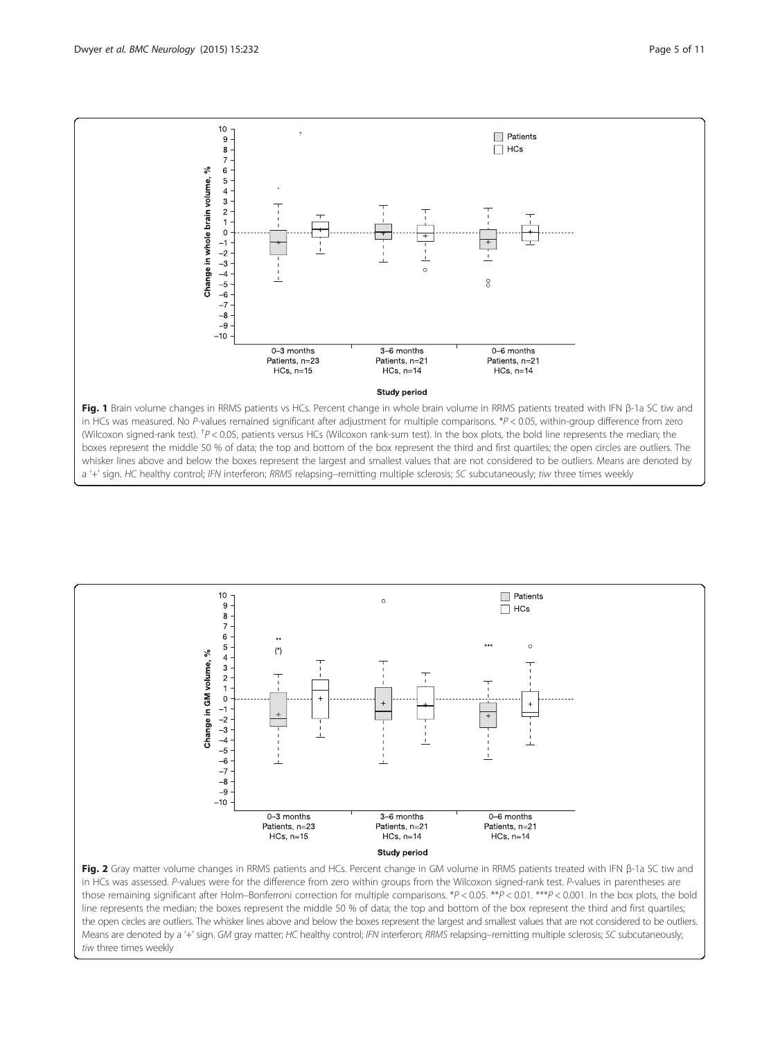**Fig. 1** Brain volume changes in RRMS patients vs HCs. Percent change in whole brain volume in RRMS patients treated with IFN β-1a SC tiw and in HCs was measured. No *P*-values remained significant after adjustment for multiple comparisons. *$P < 0.05$, within-group difference from zero (Wilcoxon signed-rank test). †$P < 0.05$, patients versus HCs (Wilcoxon rank-sum test). In the box plots, the bold line represents the median; the boxes represent the middle 50 % of data; the top and bottom of the box represent the third and first quartiles; the open circles are outliers. The whisker lines above and below the boxes represent the largest and smallest values that are not considered to be outliers. Means are denoted by a '+' sign. *HC* healthy control; *IFN* interferon; *RRMS* relapsing–remitting multiple sclerosis; *SC* subcutaneously; *tiw* three times weekly

**Fig. 2** Gray matter volume changes in RRMS patients and HCs. Percent change in GM volume in RRMS patients treated with IFN β-1a SC tiw and in HCs was assessed. *P*-values were for the difference from zero within groups from the Wilcoxon signed-rank test. *P*-values in parentheses are those remaining significant after Holm–Bonferroni correction for multiple comparisons. *$P < 0.05$. **$P < 0.01$. ***$P < 0.001$. In the box plots, the bold line represents the median; the boxes represent the middle 50 % of data; the top and bottom of the box represent the third and first quartiles; the open circles are outliers. The whisker lines above and below the boxes represent the largest and smallest values that are not considered to be outliers. Means are denoted by a '+' sign. *GM* gray matter; *HC* healthy control; *IFN* interferon; *RRMS* relapsing–remitting multiple sclerosis; *SC* subcutaneously; *tiw* three times weekly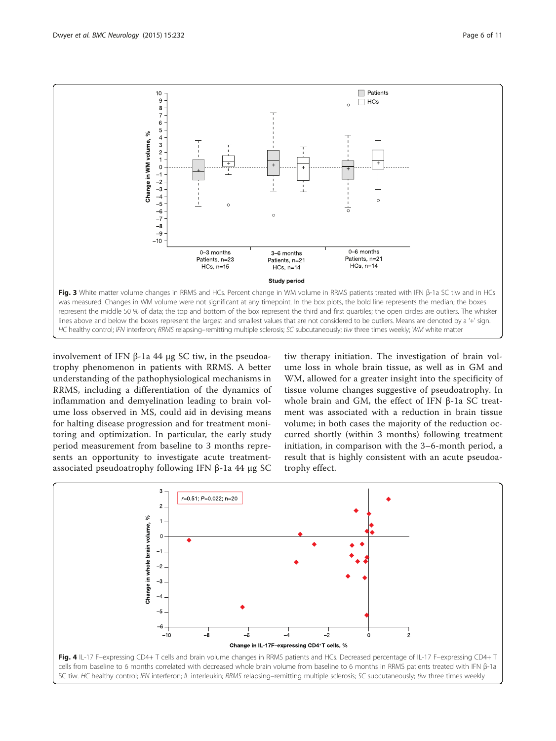**Fig. 3** White matter volume changes in RRMS and HCs. Percent change in WM volume in RRMS patients treated with IFN β-1a SC tiw and in HCs was measured. Changes in WM volume were not significant at any timepoint. In the box plots, the bold line represents the median; the boxes represent the middle 50 % of data; the top and bottom of the box represent the third and first quartiles; the open circles are outliers. The whisker lines above and below the boxes represent the largest and smallest values that are not considered to be outliers. Means are denoted by a '+' sign. *HC* healthy control; *IFN* interferon; *RRMS* relapsing–remitting multiple sclerosis; *SC* subcutaneously; *tiw* three times weekly; *WM* white matter

involvement of IFN β-1a 44 μg SC tiw, in the pseudoatrophy phenomenon in patients with RRMS. A better understanding of the pathophysiological mechanisms in RRMS, including a differentiation of the dynamics of inflammation and demyelination leading to brain volume loss observed in MS, could aid in devising means for halting disease progression and for treatment monitoring and optimization. In particular, the early study period measurement from baseline to 3 months represents an opportunity to investigate acute treatment-associated pseudoatrophy following IFN β-1a 44 μg SC tiw therapy initiation. The investigation of brain volume loss in whole brain tissue, as well as in GM and WM, allowed for a greater insight into the specificity of tissue volume changes suggestive of pseudoatrophy. In whole brain and GM, the effect of IFN β-1a SC treatment was associated with a reduction in brain tissue volume; in both cases the majority of the reduction occurred shortly (within 3 months) following treatment initiation, in comparison with the 3–6-month period, a result that is highly consistent with an acute pseudoatrophy effect.

**Fig. 4** IL-17 F–expressing CD4+ T cells and brain volume changes in RRMS patients and HCs. Decreased percentage of IL-17 F–expressing CD4+ T cells from baseline to 6 months correlated with decreased whole brain volume from baseline to 6 months in RRMS patients treated with IFN β-1a SC tiw. *HC* healthy control; *IFN* interferon; *IL* interleukin; *RRMS* relapsing–remitting multiple sclerosis; *SC* subcutaneously; *tiw* three times weekly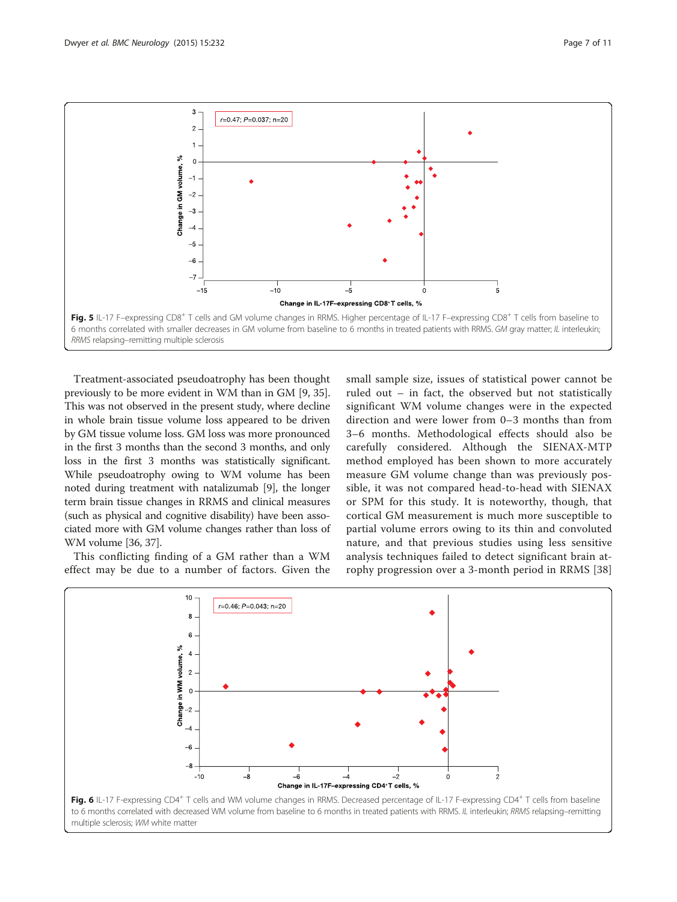**Fig. 5** IL-17 F–expressing $CD8^+$ T cells and GM volume changes in RRMS. Higher percentage of IL-17 F–expressing $CD8^+$ T cells from baseline to 6 months correlated with smaller decreases in GM volume from baseline to 6 months in treated patients with RRMS. *GM* gray matter; *IL* interleukin; *RRMS* relapsing–remitting multiple sclerosis

Treatment-associated pseudoatrophy has been thought previously to be more evident in WM than in GM [9, 35]. This was not observed in the present study, where decline in whole brain tissue volume loss appeared to be driven by GM tissue volume loss. GM loss was more pronounced in the first 3 months than the second 3 months, and only loss in the first 3 months was statistically significant. While pseudoatrophy owing to WM volume has been noted during treatment with natalizumab [9], the longer term brain tissue changes in RRMS and clinical measures (such as physical and cognitive disability) have been associated more with GM volume changes rather than loss of WM volume [36, 37].

This conflicting finding of a GM rather than a WM effect may be due to a number of factors. Given the small sample size, issues of statistical power cannot be ruled out – in fact, the observed but not statistically significant WM volume changes were in the expected direction and were lower from 0–3 months than from 3–6 months. Methodological effects should also be carefully considered. Although the SIENAX-MTP method employed has been shown to more accurately measure GM volume change than was previously possible, it was not compared head-to-head with SIENAX or SPM for this study. It is noteworthy, though, that cortical GM measurement is much more susceptible to partial volume errors owing to its thin and convoluted nature, and that previous studies using less sensitive analysis techniques failed to detect significant brain atrophy progression over a 3-month period in RRMS [38]

**Fig. 6** IL-17 F-expressing $CD4^+$ T cells and WM volume changes in RRMS. Decreased percentage of IL-17 F-expressing $CD4^+$ T cells from baseline to 6 months correlated with decreased WM volume from baseline to 6 months in treated patients with RRMS. *IL* interleukin; *RRMS* relapsing–remitting multiple sclerosis; *WM* white matter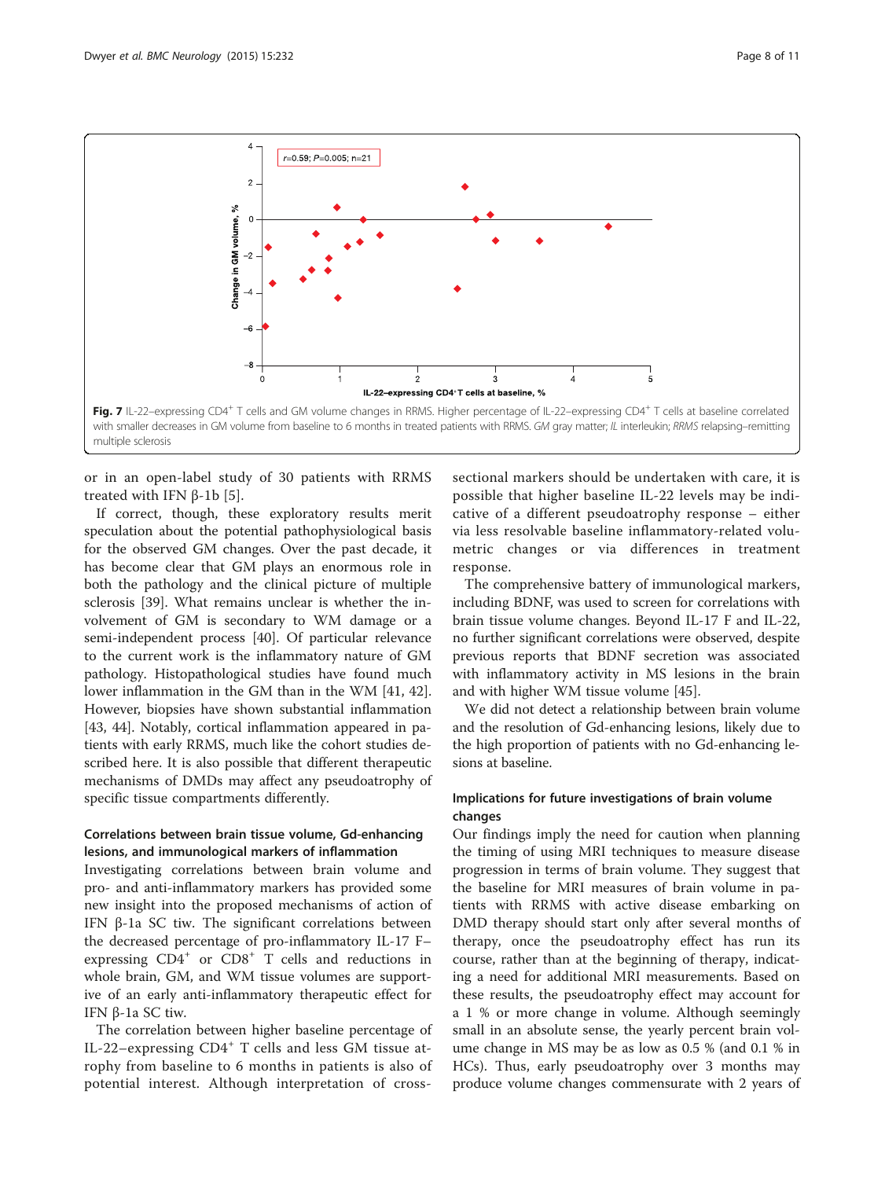Fig. 7 IL-22–expressing $CD4^+$ T cells and GM volume changes in RRMS. Higher percentage of IL-22–expressing $CD4^+$ T cells at baseline correlated with smaller decreases in GM volume from baseline to 6 months in treated patients with RRMS. *GM* gray matter; *IL* interleukin; *RRMS* relapsing–remitting multiple sclerosis

or in an open-label study of 30 patients with RRMS treated with IFN β-1b [5].

If correct, though, these exploratory results merit speculation about the potential pathophysiological basis for the observed GM changes. Over the past decade, it has become clear that GM plays an enormous role in both the pathology and the clinical picture of multiple sclerosis [39]. What remains unclear is whether the involvement of GM is secondary to WM damage or a semi-independent process [40]. Of particular relevance to the current work is the inflammatory nature of GM pathology. Histopathological studies have found much lower inflammation in the GM than in the WM [41, 42]. However, biopsies have shown substantial inflammation [43, 44]. Notably, cortical inflammation appeared in patients with early RRMS, much like the cohort studies described here. It is also possible that different therapeutic mechanisms of DMDs may affect any pseudoatrophy of specific tissue compartments differently.

### Correlations between brain tissue volume, Gd-enhancing lesions, and immunological markers of inflammation

Investigating correlations between brain volume and pro- and anti-inflammatory markers has provided some new insight into the proposed mechanisms of action of IFN β-1a SC tiw. The significant correlations between the decreased percentage of pro-inflammatory IL-17 F–expressing $CD4^+$ or $CD8^+$ T cells and reductions in whole brain, GM, and WM tissue volumes are supportive of an early anti-inflammatory therapeutic effect for IFN β-1a SC tiw.

The correlation between higher baseline percentage of IL-22–expressing $CD4^+$ T cells and less GM tissue atrophy from baseline to 6 months in patients is also of potential interest. Although interpretation of cross-sectional markers should be undertaken with care, it is possible that higher baseline IL-22 levels may be indicative of a different pseudoatrophy response – either via less resolvable baseline inflammatory-related volumetric changes or via differences in treatment response.

The comprehensive battery of immunological markers, including BDNF, was used to screen for correlations with brain tissue volume changes. Beyond IL-17 F and IL-22, no further significant correlations were observed, despite previous reports that BDNF secretion was associated with inflammatory activity in MS lesions in the brain and with higher WM tissue volume [45].

We did not detect a relationship between brain volume and the resolution of Gd-enhancing lesions, likely due to the high proportion of patients with no Gd-enhancing lesions at baseline.

### Implications for future investigations of brain volume changes

Our findings imply the need for caution when planning the timing of using MRI techniques to measure disease progression in terms of brain volume. They suggest that the baseline for MRI measures of brain volume in patients with RRMS with active disease embarking on DMD therapy should start only after several months of therapy, once the pseudoatrophy effect has run its course, rather than at the beginning of therapy, indicating a need for additional MRI measurements. Based on these results, the pseudoatrophy effect may account for a 1 % or more change in volume. Although seemingly small in an absolute sense, the yearly percent brain volume change in MS may be as low as 0.5 % (and 0.1 % in HCs). Thus, early pseudoatrophy over 3 months may produce volume changes commensurate with 2 years of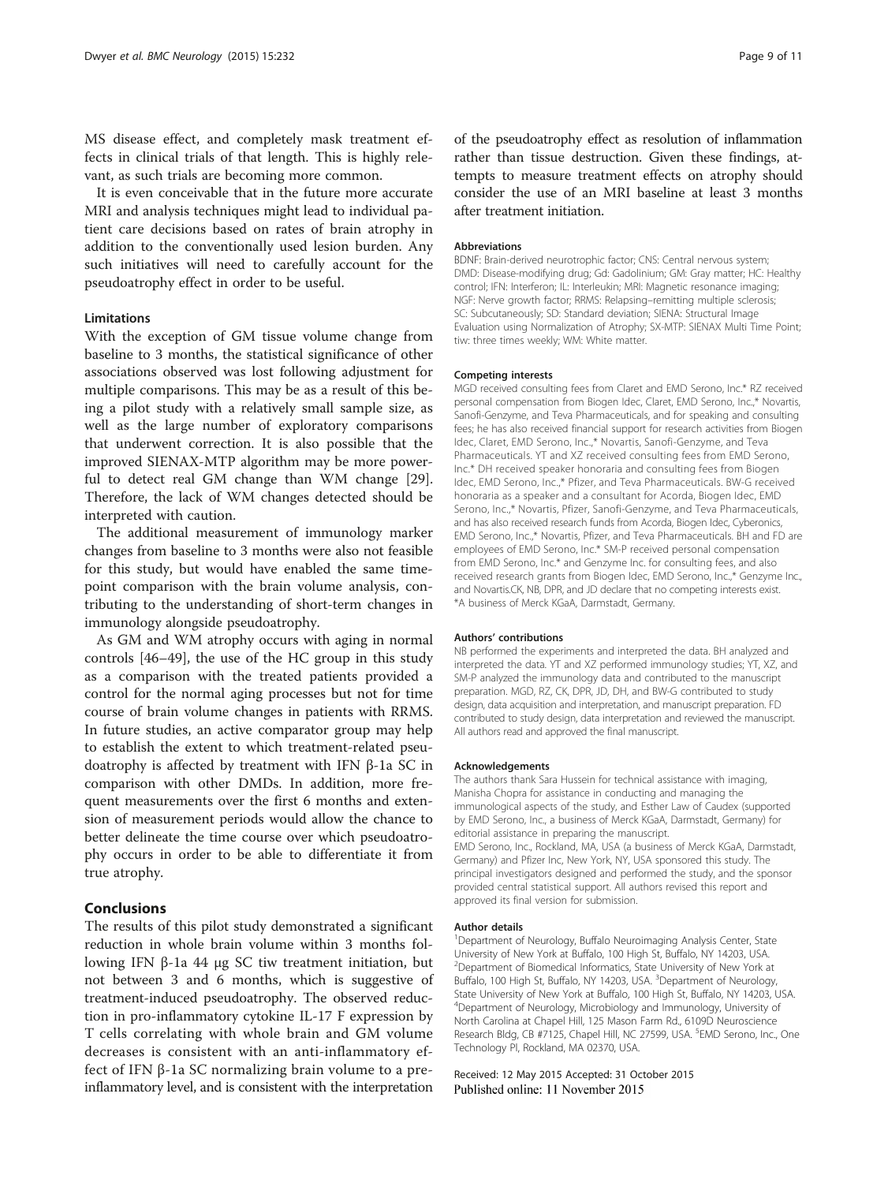MS disease effect, and completely mask treatment effects in clinical trials of that length. This is highly relevant, as such trials are becoming more common.

It is even conceivable that in the future more accurate MRI and analysis techniques might lead to individual patient care decisions based on rates of brain atrophy in addition to the conventionally used lesion burden. Any such initiatives will need to carefully account for the pseudoatrophy effect in order to be useful.

### Limitations

With the exception of GM tissue volume change from baseline to 3 months, the statistical significance of other associations observed was lost following adjustment for multiple comparisons. This may be as a result of this being a pilot study with a relatively small sample size, as well as the large number of exploratory comparisons that underwent correction. It is also possible that the improved SIENAX-MTP algorithm may be more powerful to detect real GM change than WM change [29]. Therefore, the lack of WM changes detected should be interpreted with caution.

The additional measurement of immunology marker changes from baseline to 3 months were also not feasible for this study, but would have enabled the same timepoint comparison with the brain volume analysis, contributing to the understanding of short-term changes in immunology alongside pseudoatrophy.

As GM and WM atrophy occurs with aging in normal controls [46–49], the use of the HC group in this study as a comparison with the treated patients provided a control for the normal aging processes but not for time course of brain volume changes in patients with RRMS. In future studies, an active comparator group may help to establish the extent to which treatment-related pseudoatrophy is affected by treatment with IFN β-1a SC in comparison with other DMDs. In addition, more frequent measurements over the first 6 months and extension of measurement periods would allow the chance to better delineate the time course over which pseudoatrophy occurs in order to be able to differentiate it from true atrophy.

## Conclusions

The results of this pilot study demonstrated a significant reduction in whole brain volume within 3 months following IFN β-1a 44 μg SC tiw treatment initiation, but not between 3 and 6 months, which is suggestive of treatment-induced pseudoatrophy. The observed reduction in pro-inflammatory cytokine IL-17 F expression by T cells correlating with whole brain and GM volume decreases is consistent with an anti-inflammatory effect of IFN β-1a SC normalizing brain volume to a pre-inflammatory level, and is consistent with the interpretation of the pseudoatrophy effect as resolution of inflammation rather than tissue destruction. Given these findings, attempts to measure treatment effects on atrophy should consider the use of an MRI baseline at least 3 months after treatment initiation.

#### Abbreviations

BDNF: Brain-derived neurotrophic factor; CNS: Central nervous system; DMD: Disease-modifying drug; Gd: Gadolinium; GM: Gray matter; HC: Healthy control; IFN: Interferon; IL: Interleukin; MRI: Magnetic resonance imaging; NGF: Nerve growth factor; RRMS: Relapsing–remitting multiple sclerosis; SC: Subcutaneously; SD: Standard deviation; SIENA: Structural Image Evaluation using Normalization of Atrophy; SX-MTP: SIENAX Multi Time Point; tiw: three times weekly; WM: White matter.

#### Competing interests

MGD received consulting fees from Claret and EMD Serono, Inc.* RZ received personal compensation from Biogen Idec, Claret, EMD Serono, Inc.,* Novartis, Sanofi-Genzyme, and Teva Pharmaceuticals, and for speaking and consulting fees; he has also received financial support for research activities from Biogen Idec, Claret, EMD Serono, Inc.,* Novartis, Sanofi-Genzyme, and Teva Pharmaceuticals. YT and XZ received consulting fees from EMD Serono, Inc.* DH received speaker honoraria and consulting fees from Biogen Idec, EMD Serono, Inc.,* Pfizer, and Teva Pharmaceuticals. BW-G received honoraria as a speaker and a consultant for Acorda, Biogen Idec, EMD Serono, Inc.,* Novartis, Pfizer, Sanofi-Genzyme, and Teva Pharmaceuticals, and has also received research funds from Acorda, Biogen Idec, Cyberonics, EMD Serono, Inc.,* Novartis, Pfizer, and Teva Pharmaceuticals. BH and FD are employees of EMD Serono, Inc.* SM-P received personal compensation from EMD Serono, Inc.* and Genzyme Inc. for consulting fees, and also received research grants from Biogen Idec, EMD Serono, Inc.,* Genzyme Inc., and Novartis.CK, NB, DPR, and JD declare that no competing interests exist. *A business of Merck KGaA, Darmstadt, Germany.

#### Authors' contributions

NB performed the experiments and interpreted the data. BH analyzed and interpreted the data. YT and XZ performed immunology studies; YT, XZ, and SM-P analyzed the immunology data and contributed to the manuscript preparation. MGD, RZ, CK, DPR, JD, DH, and BW-G contributed to study design, data acquisition and interpretation, and manuscript preparation. FD contributed to study design, data interpretation and reviewed the manuscript. All authors read and approved the final manuscript.

#### Acknowledgements

The authors thank Sara Hussein for technical assistance with imaging, Manisha Chopra for assistance in conducting and managing the immunological aspects of the study, and Esther Law of Caudex (supported by EMD Serono, Inc., a business of Merck KGaA, Darmstadt, Germany) for editorial assistance in preparing the manuscript.

EMD Serono, Inc., Rockland, MA, USA (a business of Merck KGaA, Darmstadt, Germany) and Pfizer Inc, New York, NY, USA sponsored this study. The principal investigators designed and performed the study, and the sponsor provided central statistical support. All authors revised this report and approved its final version for submission.

#### Author details

[1]Department of Neurology, Buffalo Neuroimaging Analysis Center, State University of New York at Buffalo, 100 High St, Buffalo, NY 14203, USA. [2]Department of Biomedical Informatics, State University of New York at Buffalo, 100 High St, Buffalo, NY 14203, USA. [3]Department of Neurology, State University of New York at Buffalo, 100 High St, Buffalo, NY 14203, USA. [4]Department of Neurology, Microbiology and Immunology, University of North Carolina at Chapel Hill, 125 Mason Farm Rd., 6109D Neuroscience Research Bldg, CB #7125, Chapel Hill, NC 27599, USA. [5]EMD Serono, Inc., One Technology Pl, Rockland, MA 02370, USA.

Received: 12 May 2015 Accepted: 31 October 2015
Published online: 11 November 2015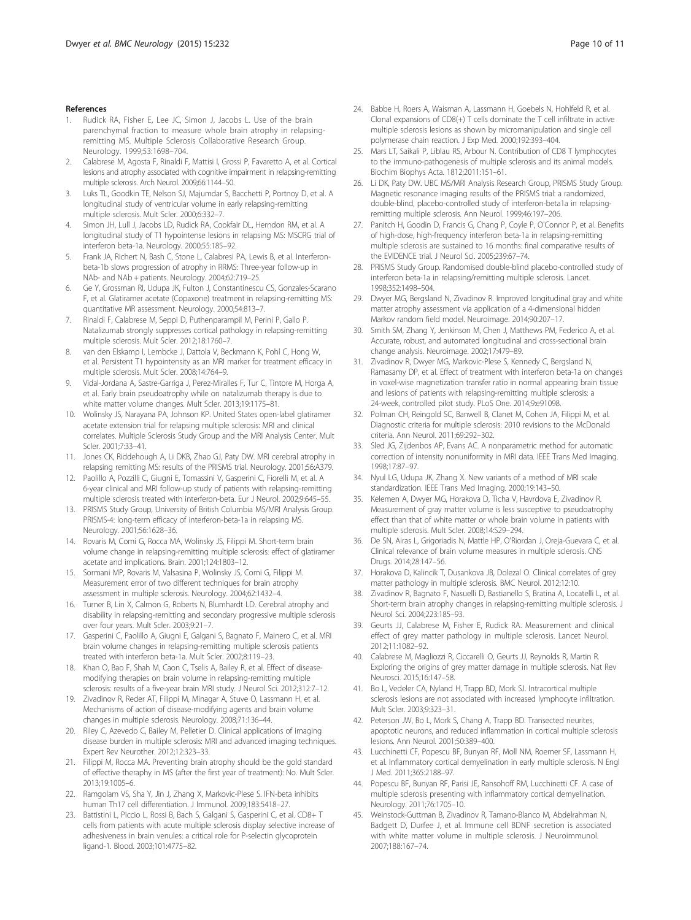## References

1. Rudick RA, Fisher E, Lee JC, Simon J, Jacobs L. Use of the brain parenchymal fraction to measure whole brain atrophy in relapsing-remitting MS. Multiple Sclerosis Collaborative Research Group. Neurology. 1999;53:1698–704.
2. Calabrese M, Agosta F, Rinaldi F, Mattisi I, Grossi P, Favaretto A, et al. Cortical lesions and atrophy associated with cognitive impairment in relapsing-remitting multiple sclerosis. Arch Neurol. 2009;66:1144–50.
3. Luks TL, Goodkin TE, Nelson SJ, Majumdar S, Bacchetti P, Portnoy D, et al. A longitudinal study of ventricular volume in early relapsing-remitting multiple sclerosis. Mult Scler. 2000;6:332–7.
4. Simon JH, Lull J, Jacobs LD, Rudick RA, Cookfair DL, Herndon RM, et al. A longitudinal study of T1 hypointense lesions in relapsing MS: MSCRG trial of interferon beta-1a. Neurology. 2000;55:185–92.
5. Frank JA, Richert N, Bash C, Stone L, Calabresi PA, Lewis B, et al. Interferon-beta-1b slows progression of atrophy in RRMS: Three-year follow-up in NAb- and NAb + patients. Neurology. 2004;62:719–25.
6. Ge Y, Grossman RI, Udupa JK, Fulton J, Constantinescu CS, Gonzales-Scarano F, et al. Glatiramer acetate (Copaxone) treatment in relapsing-remitting MS: quantitative MR assessment. Neurology. 2000;54:813–7.
7. Rinaldi F, Calabrese M, Seppi D, Puthenparampil M, Perini P, Gallo P. Natalizumab strongly suppresses cortical pathology in relapsing-remitting multiple sclerosis. Mult Scler. 2012;18:1760–7.
8. van den Elskamp I, Lembcke J, Dattola V, Beckmann K, Pohl C, Hong W, et al. Persistent T1 hypointensity as an MRI marker for treatment efficacy in multiple sclerosis. Mult Scler. 2008;14:764–9.
9. Vidal-Jordana A, Sastre-Garriga J, Perez-Miralles F, Tur C, Tintore M, Horga A, et al. Early brain pseudoatrophy while on natalizumab therapy is due to white matter volume changes. Mult Scler. 2013;19:1175–81.
10. Wolinsky JS, Narayana PA, Johnson KP. United States open-label glatiramer acetate extension trial for relapsing multiple sclerosis: MRI and clinical correlates. Multiple Sclerosis Study Group and the MRI Analysis Center. Mult Scler. 2001;7:33–41.
11. Jones CK, Riddehough A, Li DKB, Zhao GJ, Paty DW. MRI cerebral atrophy in relapsing remitting MS: results of the PRISMS trial. Neurology. 2001;56:A379.
12. Paolillo A, Pozzilli C, Giugni E, Tomassini V, Gasperini C, Fiorelli M, et al. A 6-year clinical and MRI follow-up study of patients with relapsing-remitting multiple sclerosis treated with interferon-beta. Eur J Neurol. 2002;9:645–55.
13. PRISMS Study Group, University of British Columbia MS/MRI Analysis Group. PRISMS-4: long-term efficacy of interferon-beta-1a in relapsing MS. Neurology. 2001;56:1628–36.
14. Rovaris M, Comi G, Rocca MA, Wolinsky JS, Filippi M. Short-term brain volume change in relapsing-remitting multiple sclerosis: effect of glatiramer acetate and implications. Brain. 2001;124:1803–12.
15. Sormani MP, Rovaris M, Valsasina P, Wolinsky JS, Comi G, Filippi M. Measurement error of two different techniques for brain atrophy assessment in multiple sclerosis. Neurology. 2004;62:1432–4.
16. Turner B, Lin X, Calmon G, Roberts N, Blumhardt LD. Cerebral atrophy and disability in relapsing-remitting and secondary progressive multiple sclerosis over four years. Mult Scler. 2003;9:21–7.
17. Gasperini C, Paolillo A, Giugni E, Galgani S, Bagnato F, Mainero C, et al. MRI brain volume changes in relapsing-remitting multiple sclerosis patients treated with interferon beta-1a. Mult Scler. 2002;8:119–23.
18. Khan O, Bao F, Shah M, Caon C, Tselis A, Bailey R, et al. Effect of disease-modifying therapies on brain volume in relapsing-remitting multiple sclerosis: results of a five-year brain MRI study. J Neurol Sci. 2012;312:7–12.
19. Zivadinov R, Reder AT, Filippi M, Minagar A, Stuve O, Lassmann H, et al. Mechanisms of action of disease-modifying agents and brain volume changes in multiple sclerosis. Neurology. 2008;71:136–44.
20. Riley C, Azevedo C, Bailey M, Pelletier D. Clinical applications of imaging disease burden in multiple sclerosis: MRI and advanced imaging techniques. Expert Rev Neurother. 2012;12:323–33.
21. Filippi M, Rocca MA. Preventing brain atrophy should be the gold standard of effective theraphy in MS (after the first year of treatment): No. Mult Scler. 2013;19:1005–6.
22. Ramgolam VS, Sha Y, Jin J, Zhang X, Markovic-Plese S. IFN-beta inhibits human Th17 cell differentiation. J Immunol. 2009;183:5418–27.
23. Battistini L, Piccio L, Rossi B, Bach S, Galgani S, Gasperini C, et al. CD8+ T cells from patients with acute multiple sclerosis display selective increase of adhesiveness in brain venules: a critical role for P-selectin glycoprotein ligand-1. Blood. 2003;101:4775–82.
24. Babbe H, Roers A, Waisman A, Lassmann H, Goebels N, Hohlfeld R, et al. Clonal expansions of CD8(+) T cells dominate the T cell infiltrate in active multiple sclerosis lesions as shown by micromanipulation and single cell polymerase chain reaction. J Exp Med. 2000;192:393–404.
25. Mars LT, Saikali P, Liblau RS, Arbour N. Contribution of CD8 T lymphocytes to the immuno-pathogenesis of multiple sclerosis and its animal models. Biochim Biophys Acta. 1812;2011:151–61.
26. Li DK, Paty DW. UBC MS/MRI Analysis Research Group, PRISMS Study Group. Magnetic resonance imaging results of the PRISMS trial: a randomized, double-blind, placebo-controlled study of interferon-beta1a in relapsing-remitting multiple sclerosis. Ann Neurol. 1999;46:197–206.
27. Panitch H, Goodin D, Francis G, Chang P, Coyle P, O'Connor P, et al. Benefits of high-dose, high-frequency interferon beta-1a in relapsing-remitting multiple sclerosis are sustained to 16 months: final comparative results of the EVIDENCE trial. J Neurol Sci. 2005;239:67–74.
28. PRISMS Study Group. Randomised double-blind placebo-controlled study of interferon beta-1a in relapsing/remitting multiple sclerosis. Lancet. 1998;352:1498–504.
29. Dwyer MG, Bergsland N, Zivadinov R. Improved longitudinal gray and white matter atrophy assessment via application of a 4-dimensional hidden Markov random field model. Neuroimage. 2014;90:207–17.
30. Smith SM, Zhang Y, Jenkinson M, Chen J, Matthews PM, Federico A, et al. Accurate, robust, and automated longitudinal and cross-sectional brain change analysis. Neuroimage. 2002;17:479–89.
31. Zivadinov R, Dwyer MG, Markovic-Plese S, Kennedy C, Bergsland N, Ramasamy DP, et al. Effect of treatment with interferon beta-1a on changes in voxel-wise magnetization transfer ratio in normal appearing brain tissue and lesions of patients with relapsing-remitting multiple sclerosis: a 24-week, controlled pilot study. PLoS One. 2014;9:e91098.
32. Polman CH, Reingold SC, Banwell B, Clanet M, Cohen JA, Filippi M, et al. Diagnostic criteria for multiple sclerosis: 2010 revisions to the McDonald criteria. Ann Neurol. 2011;69:292–302.
33. Sled JG, Zijdenbos AP, Evans AC. A nonparametric method for automatic correction of intensity nonuniformity in MRI data. IEEE Trans Med Imaging. 1998;17:87–97.
34. Nyul LG, Udupa JK, Zhang X. New variants of a method of MRI scale standardization. IEEE Trans Med Imaging. 2000;19:143–50.
35. Kelemen A, Dwyer MG, Horakova D, Ticha V, Havrdova E, Zivadinov R. Measurement of gray matter volume is less susceptive to pseudoatrophy effect than that of white matter or whole brain volume in patients with multiple sclerosis. Mult Scler. 2008;14:S29–294.
36. De SN, Airas L, Grigoriadis N, Mattle HP, O'Riordan J, Oreja-Guevara C, et al. Clinical relevance of brain volume measures in multiple sclerosis. CNS Drugs. 2014;28:147–56.
37. Horakova D, Kalincik T, Dusankova JB, Dolezal O. Clinical correlates of grey matter pathology in multiple sclerosis. BMC Neurol. 2012;12:10.
38. Zivadinov R, Bagnato F, Nasuelli D, Bastianello S, Bratina A, Locatelli L, et al. Short-term brain atrophy changes in relapsing-remitting multiple sclerosis. J Neurol Sci. 2004;223:185–93.
39. Geurts JJ, Calabrese M, Fisher E, Rudick RA. Measurement and clinical effect of grey matter pathology in multiple sclerosis. Lancet Neurol. 2012;11:1082–92.
40. Calabrese M, Magliozzi R, Ciccarelli O, Geurts JJ, Reynolds R, Martin R. Exploring the origins of grey matter damage in multiple sclerosis. Nat Rev Neurosci. 2015;16:147–58.
41. Bo L, Vedeler CA, Nyland H, Trapp BD, Mork SJ. Intracortical multiple sclerosis lesions are not associated with increased lymphocyte infiltration. Mult Scler. 2003;9:323–31.
42. Peterson JW, Bo L, Mork S, Chang A, Trapp BD. Transected neurites, apoptotic neurons, and reduced inflammation in cortical multiple sclerosis lesions. Ann Neurol. 2001;50:389–400.
43. Lucchinetti CF, Popescu BF, Bunyan RF, Moll NM, Roemer SF, Lassmann H, et al. Inflammatory cortical demyelination in early multiple sclerosis. N Engl J Med. 2011;365:2188–97.
44. Popescu BF, Bunyan RF, Parisi JE, Ransohoff RM, Lucchinetti CF. A case of multiple sclerosis presenting with inflammatory cortical demyelination. Neurology. 2011;76:1705–10.
45. Weinstock-Guttman B, Zivadinov R, Tamano-Blanco M, Abdelrahman N, Badgett D, Durfee J, et al. Immune cell BDNF secretion is associated with white matter volume in multiple sclerosis. J Neuroimmunol. 2007;188:167–74.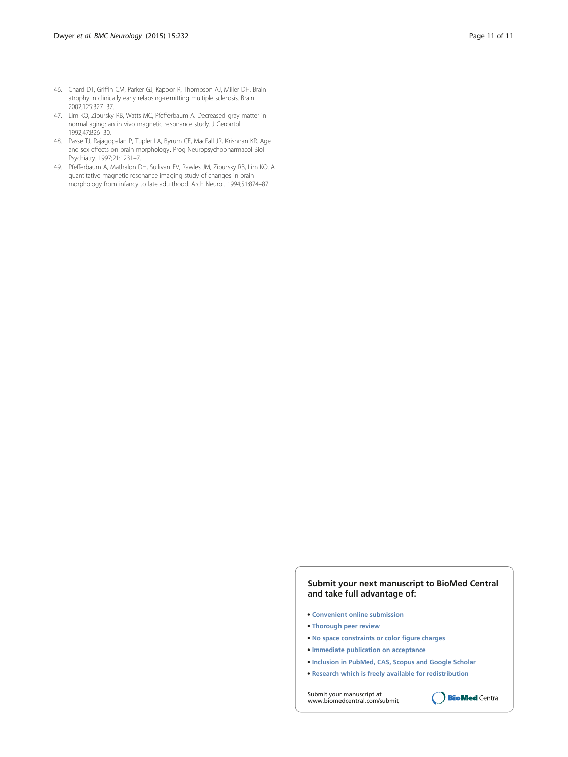46. Chard DT, Griffin CM, Parker GJ, Kapoor R, Thompson AJ, Miller DH. Brain atrophy in clinically early relapsing-remitting multiple sclerosis. Brain. 2002;125:327–37.
47. Lim KO, Zipursky RB, Watts MC, Pfefferbaum A. Decreased gray matter in normal aging: an in vivo magnetic resonance study. J Gerontol. 1992;47:B26–30.
48. Passe TJ, Rajagopalan P, Tupler LA, Byrum CE, MacFall JR, Krishnan KR. Age and sex effects on brain morphology. Prog Neuropsychopharmacol Biol Psychiatry. 1997;21:1231–7.
49. Pfefferbaum A, Mathalon DH, Sullivan EV, Rawles JM, Zipursky RB, Lim KO. A quantitative magnetic resonance imaging study of changes in brain morphology from infancy to late adulthood. Arch Neurol. 1994;51:874–87.

**Submit your next manuscript to BioMed Central and take full advantage of:**

- **Convenient online submission**
- **Thorough peer review**
- **No space constraints or color figure charges**
- **Immediate publication on acceptance**
- **Inclusion in PubMed, CAS, Scopus and Google Scholar**
- **Research which is freely available for redistribution**

Submit your manuscript at
www.biomedcentral.com/submit

BioMed Central